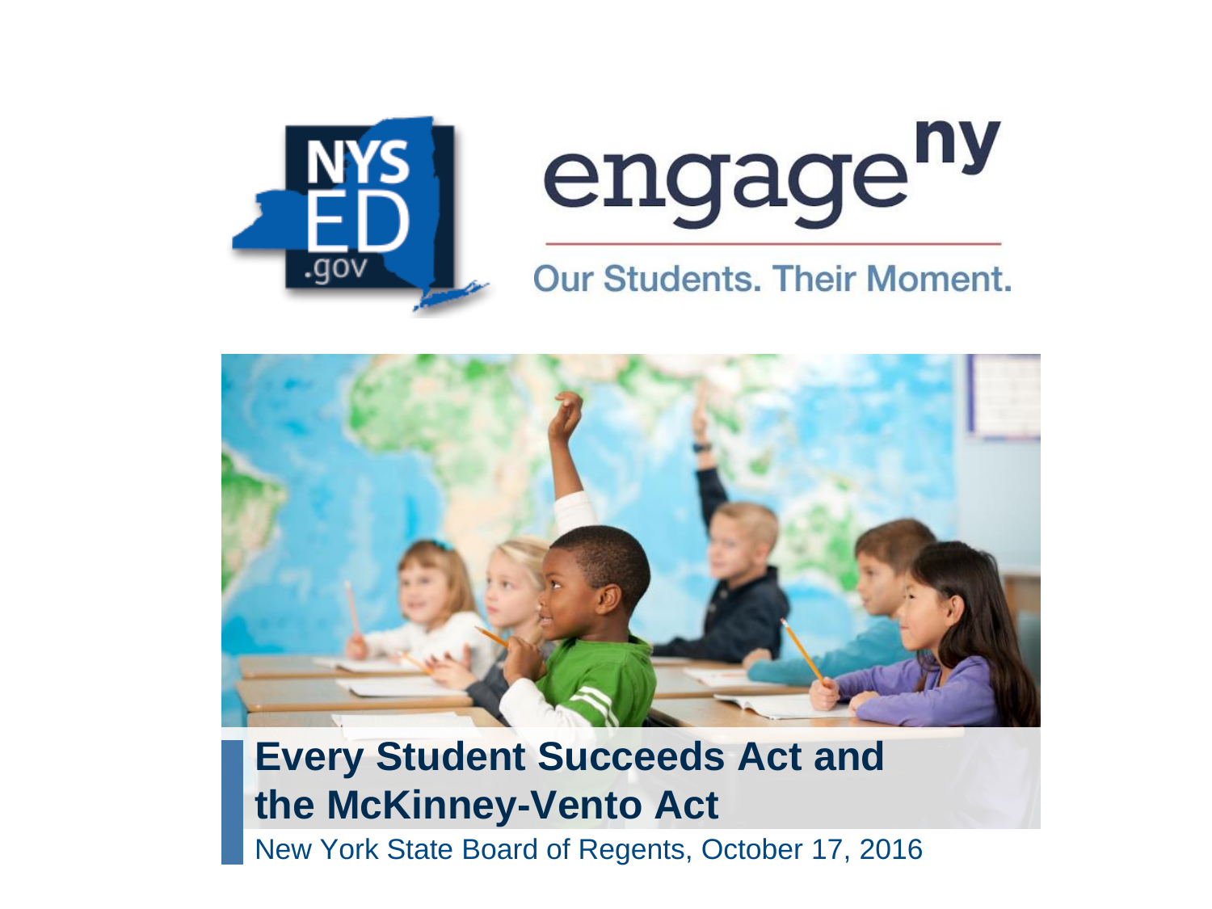# Every Student Succeeds Act and the McKinney-Vento Act

New York State Board of Regents, October 17, 2016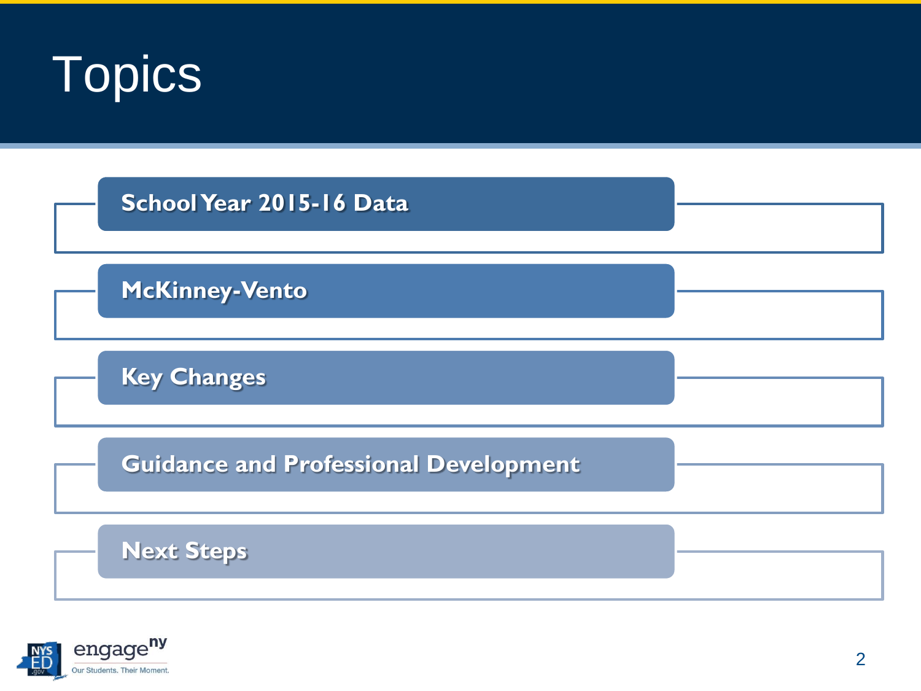# Topics

- School Year 2015-16 Data
- McKinney-Vento
- Key Changes
- Guidance and Professional Development
- Next Steps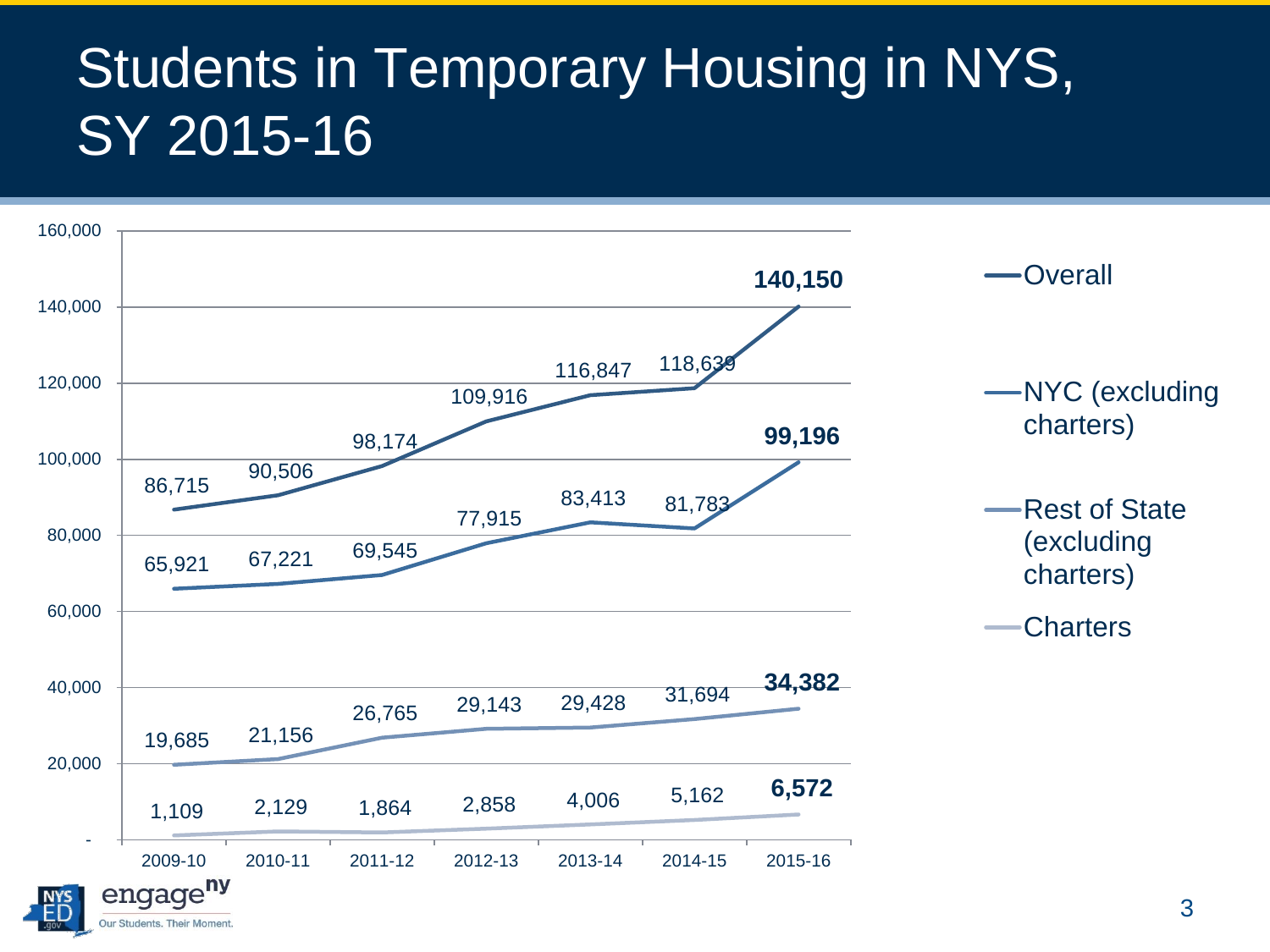# Students in Temporary Housing in NYS, SY 2015-16

| | 2009-10 | 2010-11 | 2011-12 | 2012-13 | 2013-14 | 2014-15 | 2015-16 |
|---|---|---|---|---|---|---|---|
| Overall | 86,715 | 90,506 | 98,174 | 109,916 | 116,847 | 118,639 | **140,150** |
| NYC (excluding charters) | 65,921 | 67,221 | 69,545 | 77,915 | 83,413 | 81,783 | **99,196** |
| Rest of State (excluding charters) | 19,685 | 21,156 | 26,765 | 29,143 | 29,428 | 31,694 | **34,382** |
| Charters | 1,109 | 2,129 | 1,864 | 2,858 | 4,006 | 5,162 | **6,572** |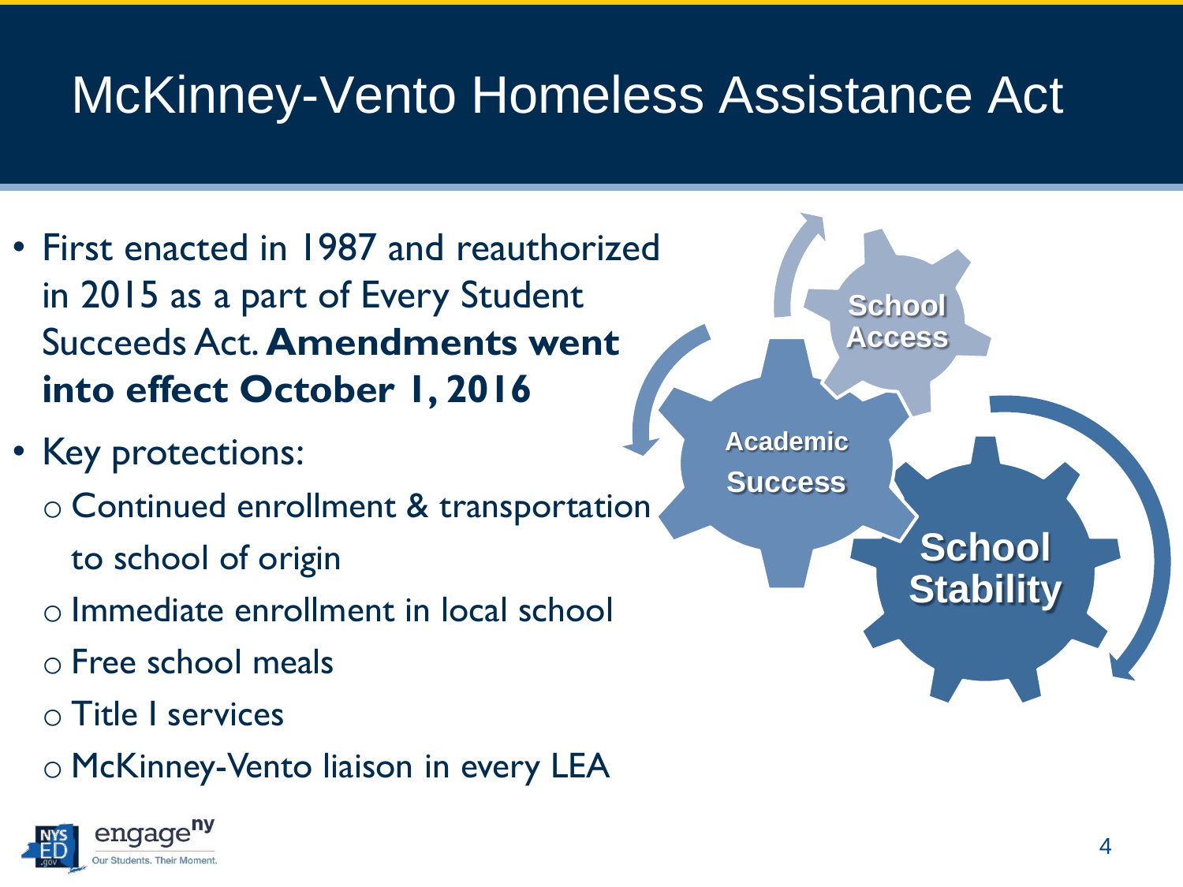# McKinney-Vento Homeless Assistance Act

- First enacted in 1987 and reauthorized in 2015 as a part of Every Student Succeeds Act. **Amendments went into effect October 1, 2016**
- Key protections:
  - Continued enrollment & transportation to school of origin
  - Immediate enrollment in local school
  - Free school meals
  - Title I services
  - McKinney-Vento liaison in every LEA

School Access

Academic Success

School Stability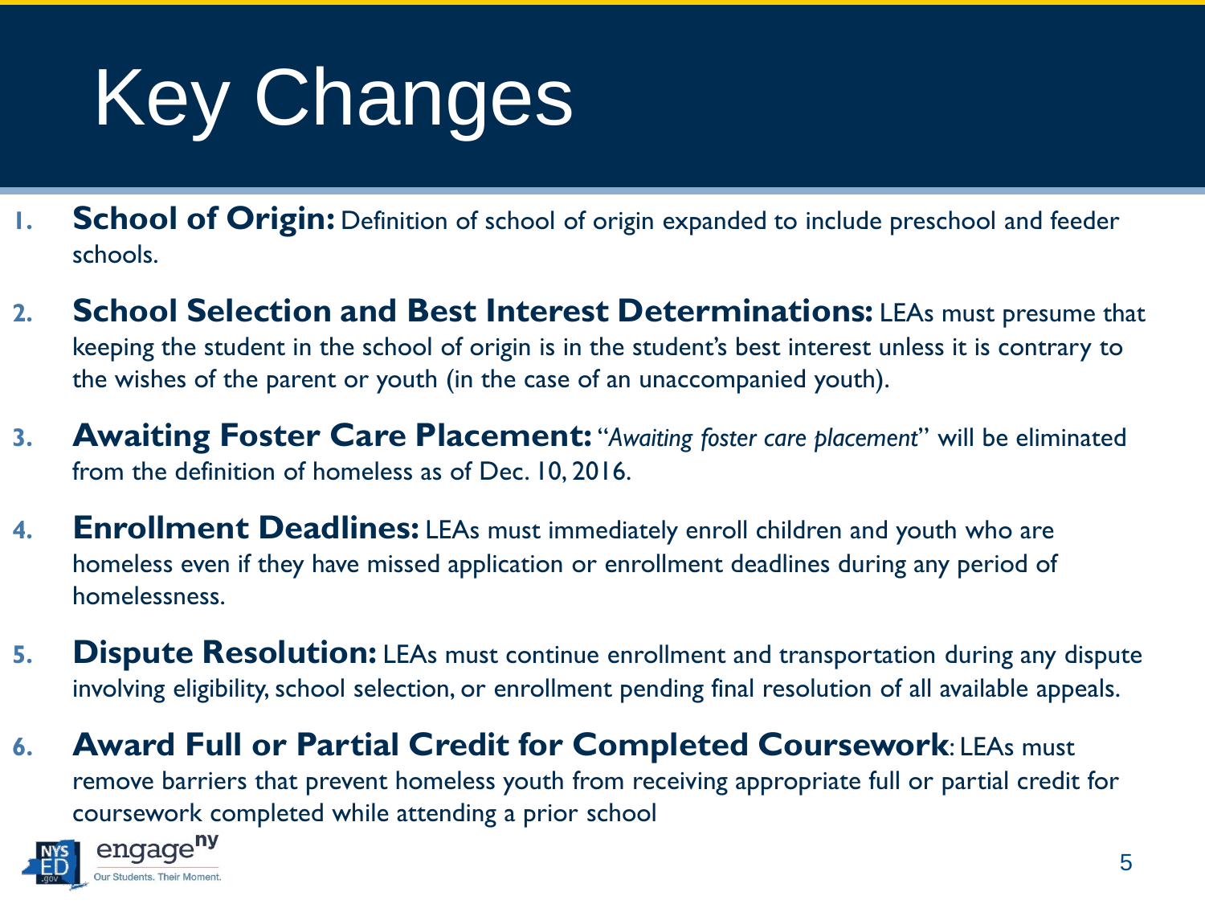# Key Changes

1. **School of Origin:** Definition of school of origin expanded to include preschool and feeder schools.

2. **School Selection and Best Interest Determinations:** LEAs must presume that keeping the student in the school of origin is in the student's best interest unless it is contrary to the wishes of the parent or youth (in the case of an unaccompanied youth).

3. **Awaiting Foster Care Placement:** "*Awaiting foster care placement*" will be eliminated from the definition of homeless as of Dec. 10, 2016.

4. **Enrollment Deadlines:** LEAs must immediately enroll children and youth who are homeless even if they have missed application or enrollment deadlines during any period of homelessness.

5. **Dispute Resolution:** LEAs must continue enrollment and transportation during any dispute involving eligibility, school selection, or enrollment pending final resolution of all available appeals.

6. **Award Full or Partial Credit for Completed Coursework**: LEAs must remove barriers that prevent homeless youth from receiving appropriate full or partial credit for coursework completed while attending a prior school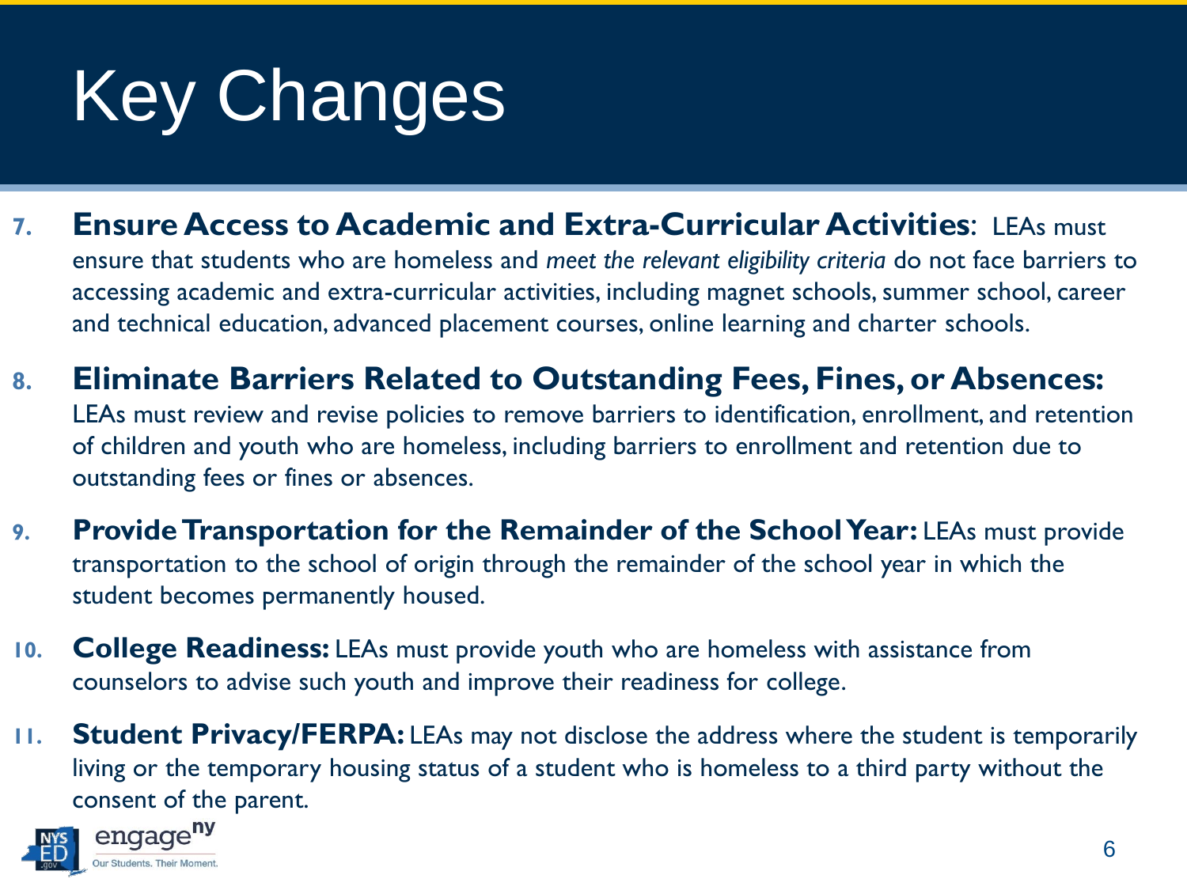# Key Changes

7. **Ensure Access to Academic and Extra-Curricular Activities**: LEAs must ensure that students who are homeless and *meet the relevant eligibility criteria* do not face barriers to accessing academic and extra-curricular activities, including magnet schools, summer school, career and technical education, advanced placement courses, online learning and charter schools.

8. **Eliminate Barriers Related to Outstanding Fees, Fines, or Absences:** LEAs must review and revise policies to remove barriers to identification, enrollment, and retention of children and youth who are homeless, including barriers to enrollment and retention due to outstanding fees or fines or absences.

9. **Provide Transportation for the Remainder of the School Year:** LEAs must provide transportation to the school of origin through the remainder of the school year in which the student becomes permanently housed.

10. **College Readiness:** LEAs must provide youth who are homeless with assistance from counselors to advise such youth and improve their readiness for college.

11. **Student Privacy/FERPA:** LEAs may not disclose the address where the student is temporarily living or the temporary housing status of a student who is homeless to a third party without the consent of the parent.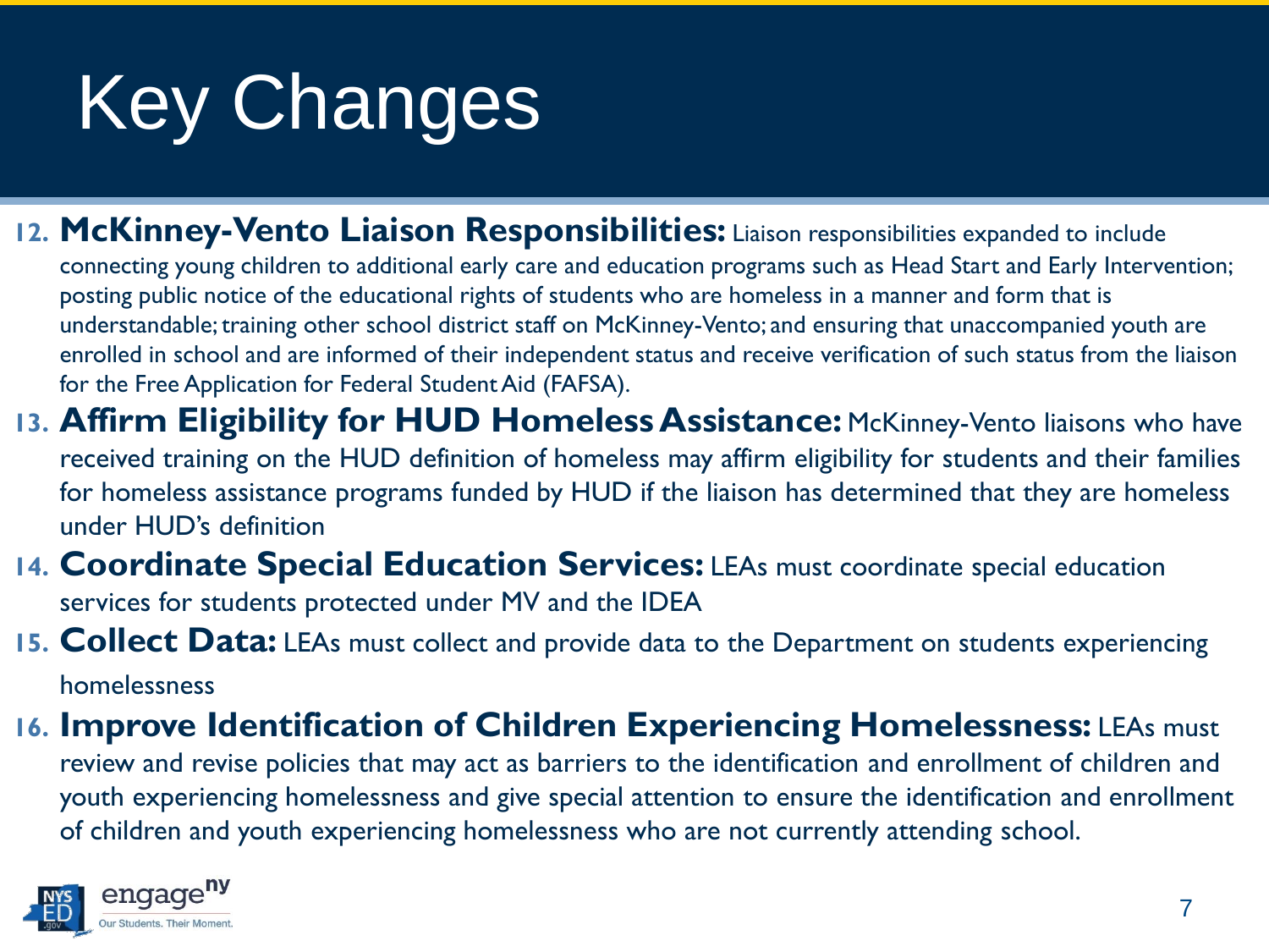# Key Changes

12. **McKinney-Vento Liaison Responsibilities:** Liaison responsibilities expanded to include connecting young children to additional early care and education programs such as Head Start and Early Intervention; posting public notice of the educational rights of students who are homeless in a manner and form that is understandable; training other school district staff on McKinney-Vento; and ensuring that unaccompanied youth are enrolled in school and are informed of their independent status and receive verification of such status from the liaison for the Free Application for Federal Student Aid (FAFSA).
13. **Affirm Eligibility for HUD Homeless Assistance:** McKinney-Vento liaisons who have received training on the HUD definition of homeless may affirm eligibility for students and their families for homeless assistance programs funded by HUD if the liaison has determined that they are homeless under HUD's definition
14. **Coordinate Special Education Services:** LEAs must coordinate special education services for students protected under MV and the IDEA
15. **Collect Data:** LEAs must collect and provide data to the Department on students experiencing homelessness
16. **Improve Identification of Children Experiencing Homelessness:** LEAs must review and revise policies that may act as barriers to the identification and enrollment of children and youth experiencing homelessness and give special attention to ensure the identification and enrollment of children and youth experiencing homelessness who are not currently attending school.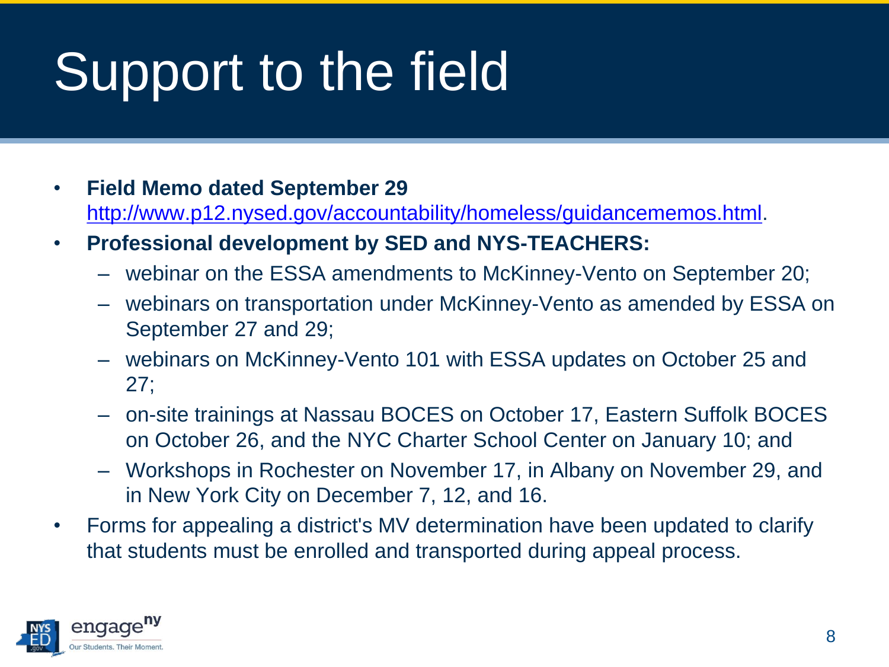# Support to the field

- **Field Memo dated September 29** http://www.p12.nysed.gov/accountability/homeless/guidancememos.html.
- **Professional development by SED and NYS-TEACHERS:**
  - webinar on the ESSA amendments to McKinney-Vento on September 20;
  - webinars on transportation under McKinney-Vento as amended by ESSA on September 27 and 29;
  - webinars on McKinney-Vento 101 with ESSA updates on October 25 and 27;
  - on-site trainings at Nassau BOCES on October 17, Eastern Suffolk BOCES on October 26, and the NYC Charter School Center on January 10; and
  - Workshops in Rochester on November 17, in Albany on November 29, and in New York City on December 7, 12, and 16.
- Forms for appealing a district's MV determination have been updated to clarify that students must be enrolled and transported during appeal process.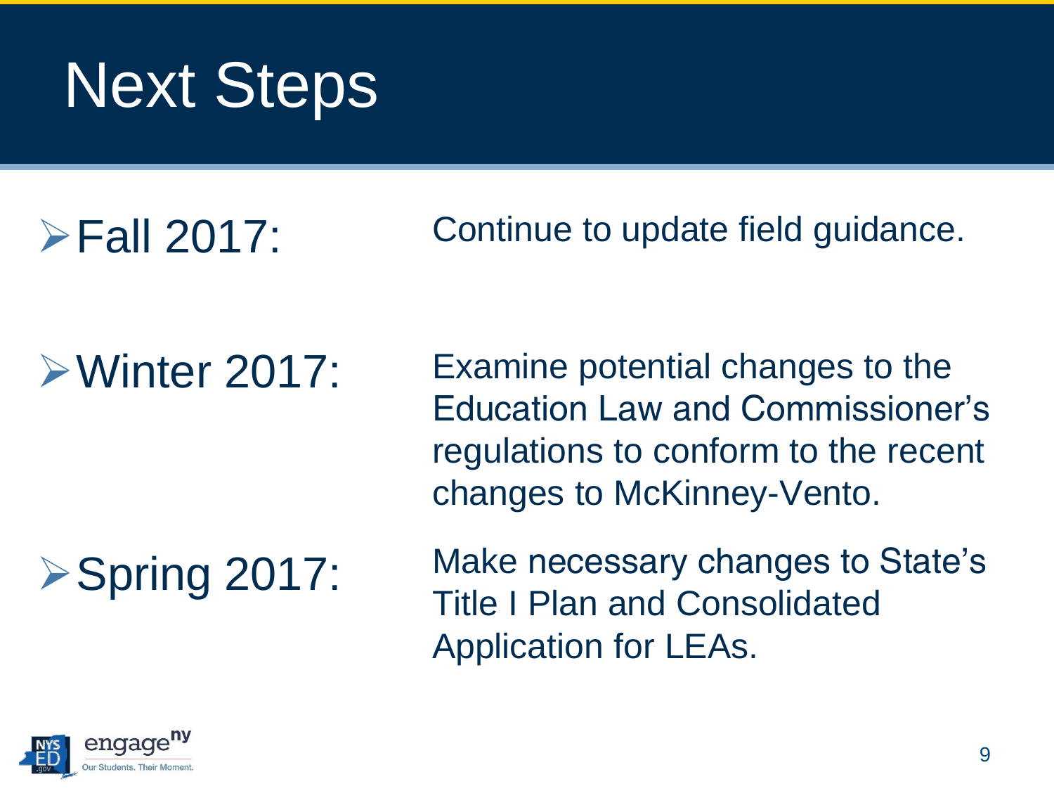# Next Steps

- **Fall 2017:** Continue to update field guidance.
- **Winter 2017:** Examine potential changes to the Education Law and Commissioner's regulations to conform to the recent changes to McKinney-Vento.
- **Spring 2017:** Make necessary changes to State's Title I Plan and Consolidated Application for LEAs.